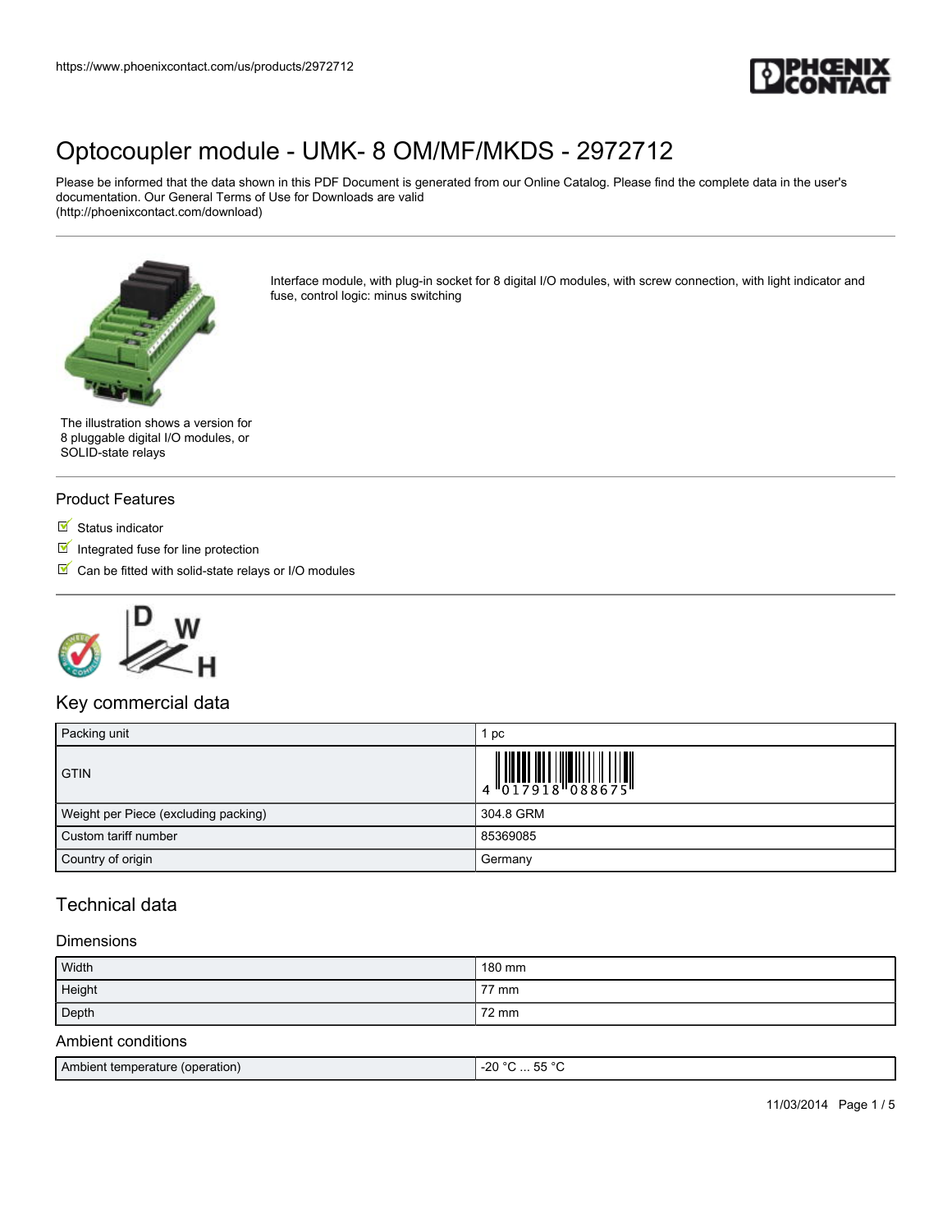# Optocoupler module - UMK- 8 OM/MF/MKDS - 2972712

Please be informed that the data shown in this PDF Document is generated from our Online Catalog. Please find the complete data in the user's documentation. Our General Terms of Use for Downloads are valid (http://phoenixcontact.com/download)

Interface module, with plug-in socket for 8 digital I/O modules, with screw connection, with light indicator and fuse, control logic: minus switching

The illustration shows a version for 8 pluggable digital I/O modules, or SOLID-state relays

## Product Features

- Status indicator
- Integrated fuse for line protection
- Can be fitted with solid-state relays or I/O modules

## Key commercial data

| | |
|---|---|
| Packing unit | 1 pc |
| GTIN | 4 017918 088675 |
| Weight per Piece (excluding packing) | 304.8 GRM |
| Custom tariff number | 85369085 |
| Country of origin | Germany |

## Technical data

### Dimensions

| | |
|---|---|
| Width | 180 mm |
| Height | 77 mm |
| Depth | 72 mm |

### Ambient conditions

| | |
|---|---|
| Ambient temperature (operation) | -20 °C ... 55 °C |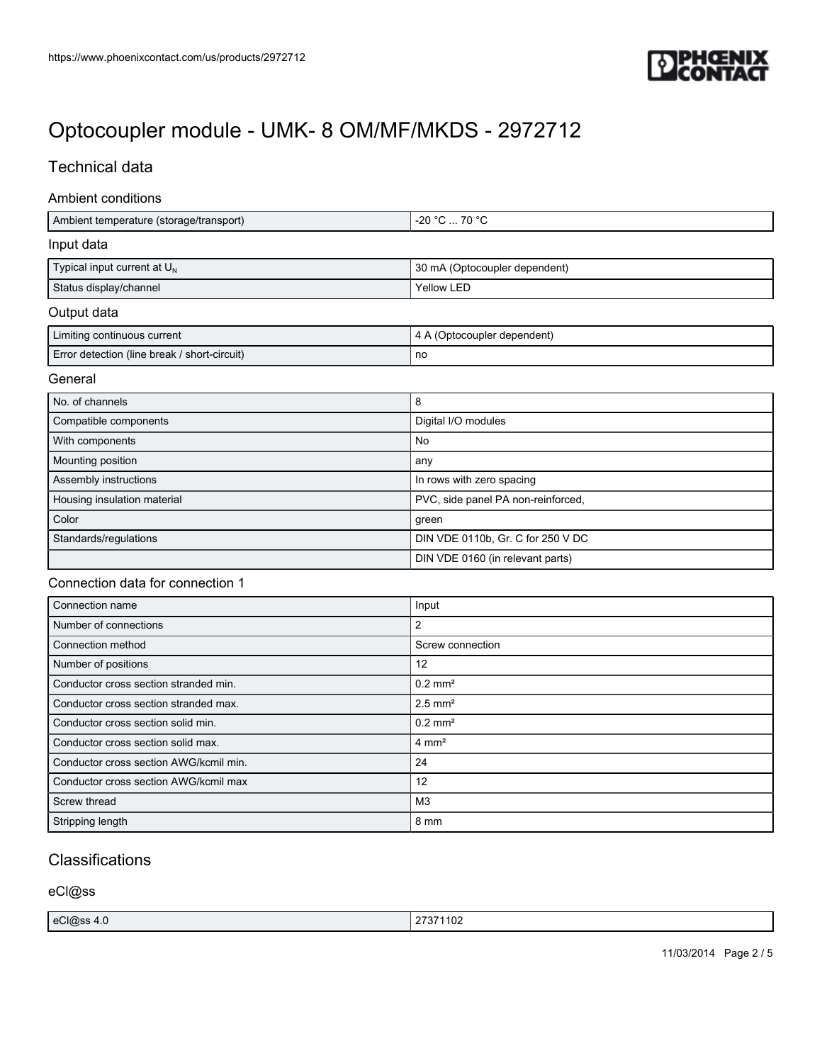# Optocoupler module - UMK- 8 OM/MF/MKDS - 2972712

## Technical data

### Ambient conditions

| | |
|---|---|
| Ambient temperature (storage/transport) | -20 °C ... 70 °C |

### Input data

| | |
|---|---|
| Typical input current at $U_N$ | 30 mA (Optocoupler dependent) |
| Status display/channel | Yellow LED |

### Output data

| | |
|---|---|
| Limiting continuous current | 4 A (Optocoupler dependent) |
| Error detection (line break / short-circuit) | no |

### General

| | |
|---|---|
| No. of channels | 8 |
| Compatible components | Digital I/O modules |
| With components | No |
| Mounting position | any |
| Assembly instructions | In rows with zero spacing |
| Housing insulation material | PVC, side panel PA non-reinforced, |
| Color | green |
| Standards/regulations | DIN VDE 0110b, Gr. C for 250 V DC |
| | DIN VDE 0160 (in relevant parts) |

### Connection data for connection 1

| | |
|---|---|
| Connection name | Input |
| Number of connections | 2 |
| Connection method | Screw connection |
| Number of positions | 12 |
| Conductor cross section stranded min. | 0.2 mm² |
| Conductor cross section stranded max. | 2.5 mm² |
| Conductor cross section solid min. | 0.2 mm² |
| Conductor cross section solid max. | 4 mm² |
| Conductor cross section AWG/kcmil min. | 24 |
| Conductor cross section AWG/kcmil max | 12 |
| Screw thread | M3 |
| Stripping length | 8 mm |

## Classifications

### eCl@ss

| | |
|---|---|
| eCl@ss 4.0 | 27371102 |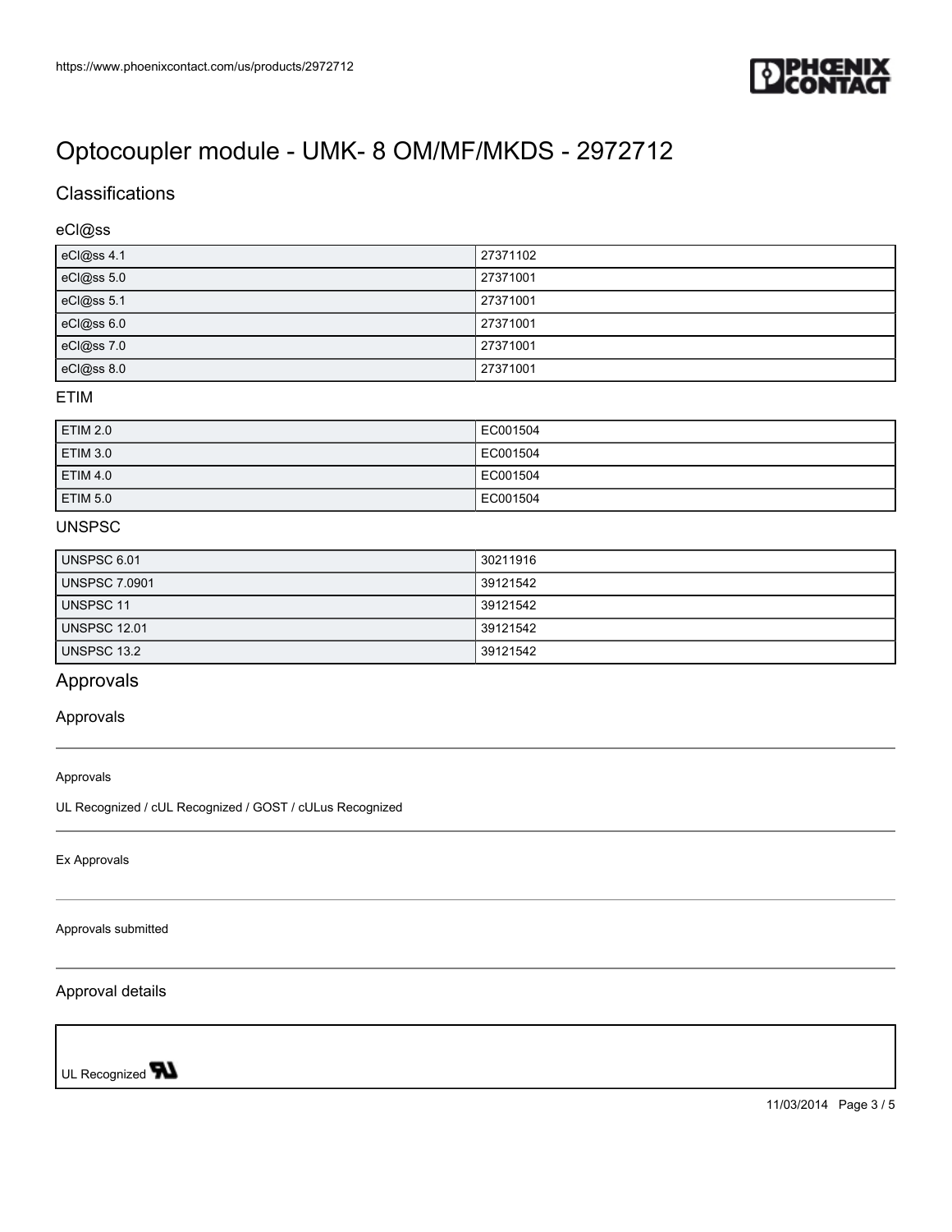# Optocoupler module - UMK- 8 OM/MF/MKDS - 2972712

## Classifications

### eCl@ss

| | |
|---|---|
| eCl@ss 4.1 | 27371102 |
| eCl@ss 5.0 | 27371001 |
| eCl@ss 5.1 | 27371001 |
| eCl@ss 6.0 | 27371001 |
| eCl@ss 7.0 | 27371001 |
| eCl@ss 8.0 | 27371001 |

### ETIM

| | |
|---|---|
| ETIM 2.0 | EC001504 |
| ETIM 3.0 | EC001504 |
| ETIM 4.0 | EC001504 |
| ETIM 5.0 | EC001504 |

### UNSPSC

| | |
|---|---|
| UNSPSC 6.01 | 30211916 |
| UNSPSC 7.0901 | 39121542 |
| UNSPSC 11 | 39121542 |
| UNSPSC 12.01 | 39121542 |
| UNSPSC 13.2 | 39121542 |

## Approvals

### Approvals

Approvals

UL Recognized / cUL Recognized / GOST / cULus Recognized

Ex Approvals

Approvals submitted

### Approval details

UL Recognized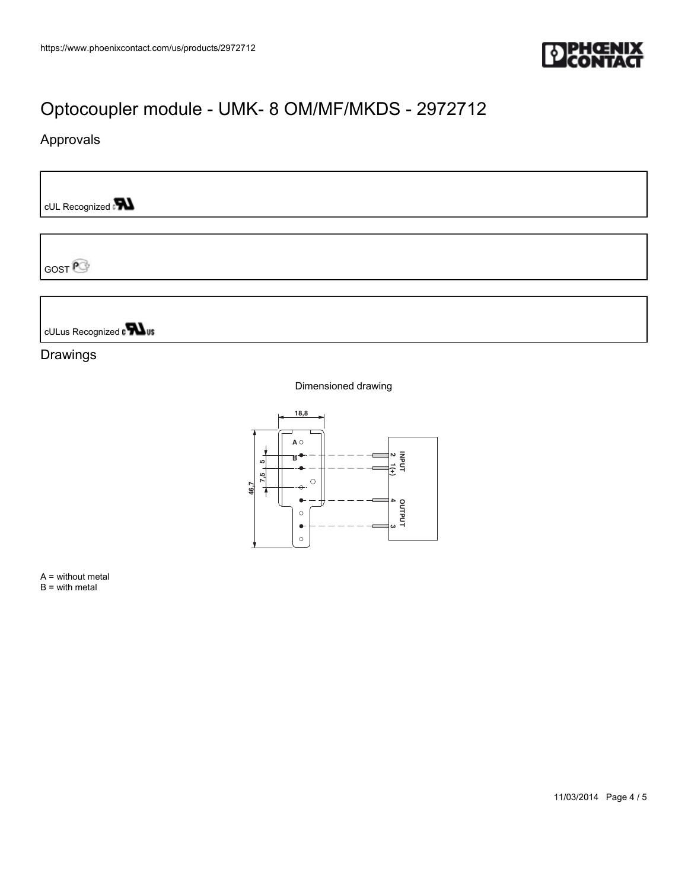# Optocoupler module - UMK- 8 OM/MF/MKDS - 2972712

## Approvals

cUL Recognized

GOST

cULus Recognized

## Drawings

Dimensioned drawing

A = without metal
B = with metal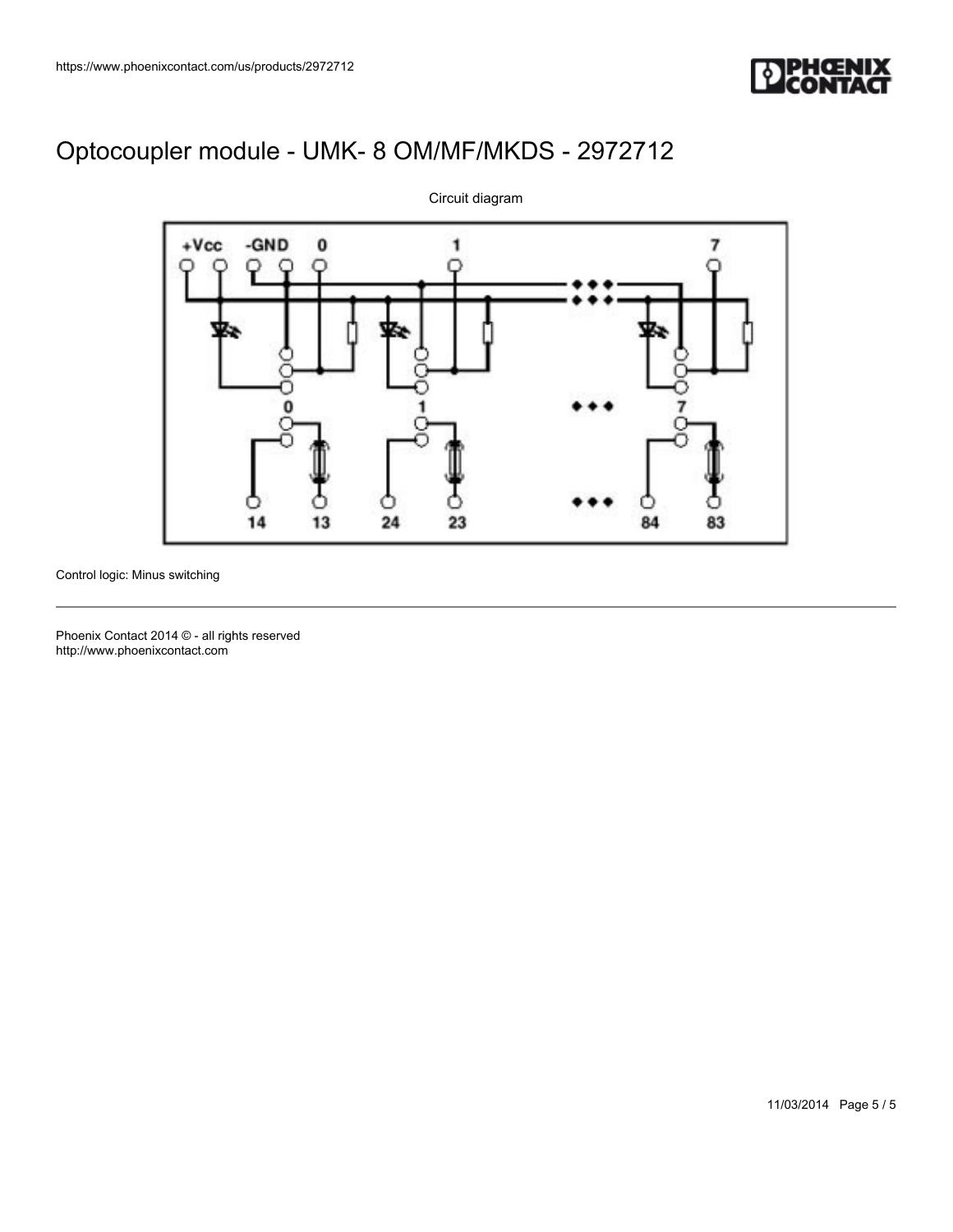# Optocoupler module - UMK- 8 OM/MF/MKDS - 2972712

Circuit diagram

+Vcc
-GND
0
1
7
0
1
7
14
13
24
23
84
83

Control logic: Minus switching

Phoenix Contact 2014 © - all rights reserved
http://www.phoenixcontact.com